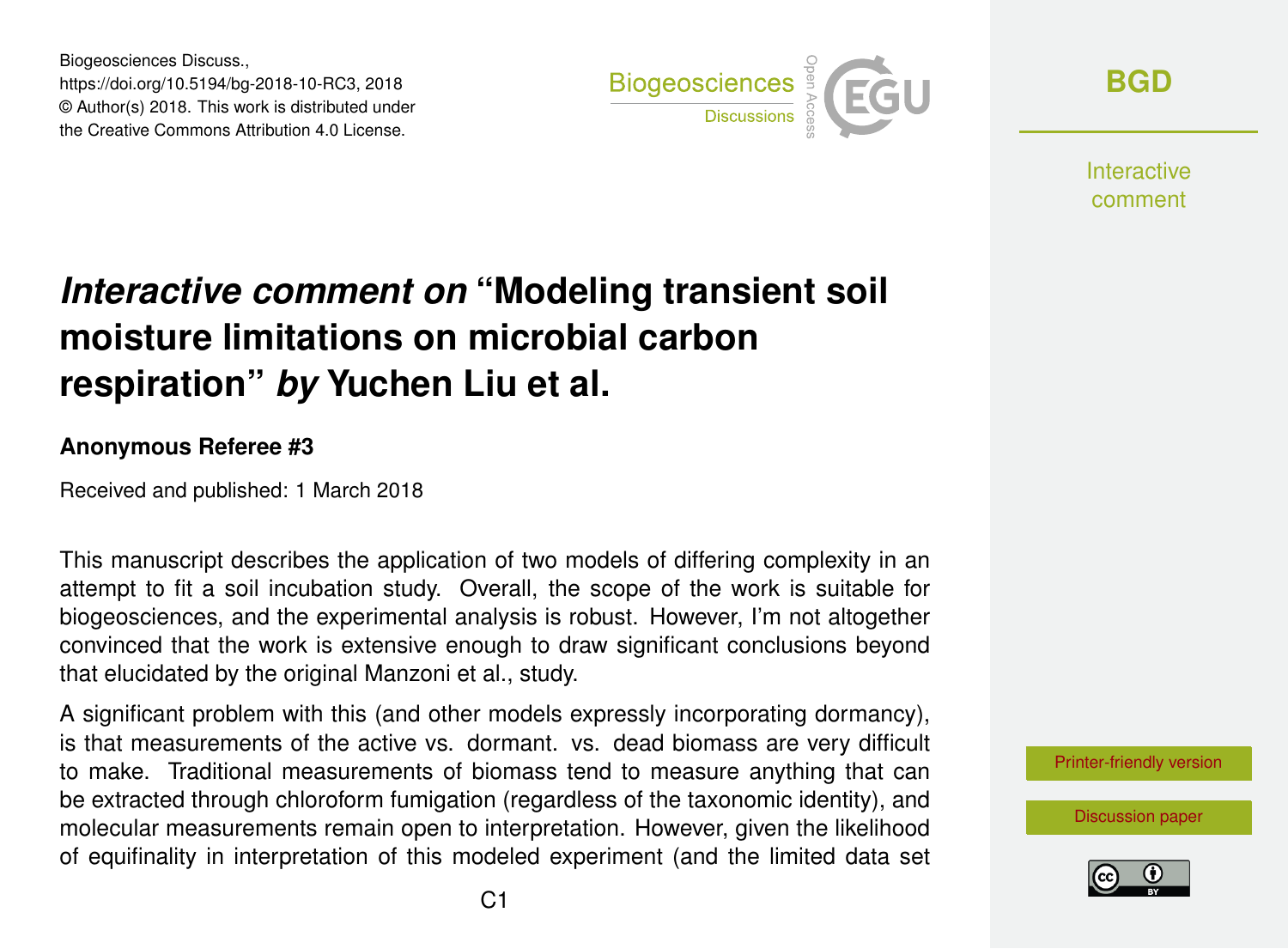# *Interactive comment on* "Modeling transient soil moisture limitations on microbial carbon respiration" *by* Yuchen Liu et al.

**Anonymous Referee #3**

Received and published: 1 March 2018

This manuscript describes the application of two models of differing complexity in an attempt to fit a soil incubation study. Overall, the scope of the work is suitable for biogeosciences, and the experimental analysis is robust. However, I'm not altogether convinced that the work is extensive enough to draw significant conclusions beyond that elucidated by the original Manzoni et al., study.

A significant problem with this (and other models expressly incorporating dormancy), is that measurements of the active vs. dormant. vs. dead biomass are very difficult to make. Traditional measurements of biomass tend to measure anything that can be extracted through chloroform fumigation (regardless of the taxonomic identity), and molecular measurements remain open to interpretation. However, given the likelihood of equifinality in interpretation of this modeled experiment (and the limited data set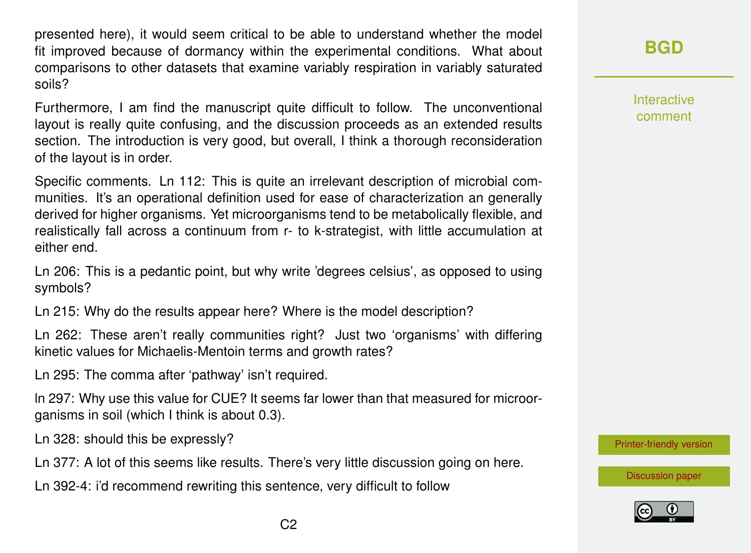presented here), it would seem critical to be able to understand whether the model fit improved because of dormancy within the experimental conditions. What about comparisons to other datasets that examine variably respiration in variably saturated soils?

Furthermore, I am find the manuscript quite difficult to follow. The unconventional layout is really quite confusing, and the discussion proceeds as an extended results section. The introduction is very good, but overall, I think a thorough reconsideration of the layout is in order.

Specific comments. Ln 112: This is quite an irrelevant description of microbial communities. It's an operational definition used for ease of characterization an generally derived for higher organisms. Yet microorganisms tend to be metabolically flexible, and realistically fall across a continuum from r- to k-strategist, with little accumulation at either end.

Ln 206: This is a pedantic point, but why write 'degrees celsius', as opposed to using symbols?

Ln 215: Why do the results appear here? Where is the model description?

Ln 262: These aren't really communities right? Just two 'organisms' with differing kinetic values for Michaelis-Mentoin terms and growth rates?

Ln 295: The comma after 'pathway' isn't required.

ln 297: Why use this value for CUE? It seems far lower than that measured for microorganisms in soil (which I think is about 0.3).

Ln 328: should this be expressly?

Ln 377: A lot of this seems like results. There's very little discussion going on here.

Ln 392-4: i'd recommend rewriting this sentence, very difficult to follow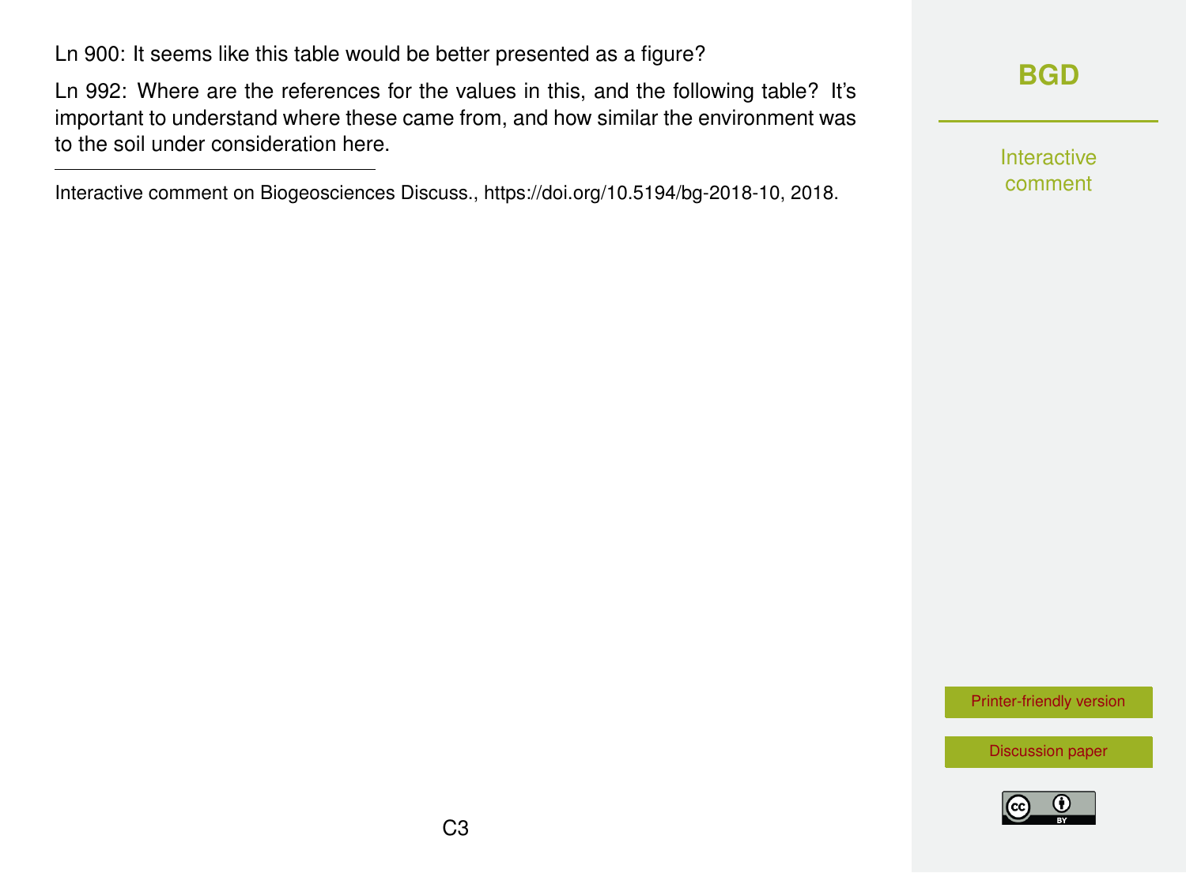Ln 900: It seems like this table would be better presented as a figure?

Ln 992: Where are the references for the values in this, and the following table? It's important to understand where these came from, and how similar the environment was to the soil under consideration here.

---

Interactive comment on Biogeosciences Discuss., https://doi.org/10.5194/bg-2018-10, 2018.